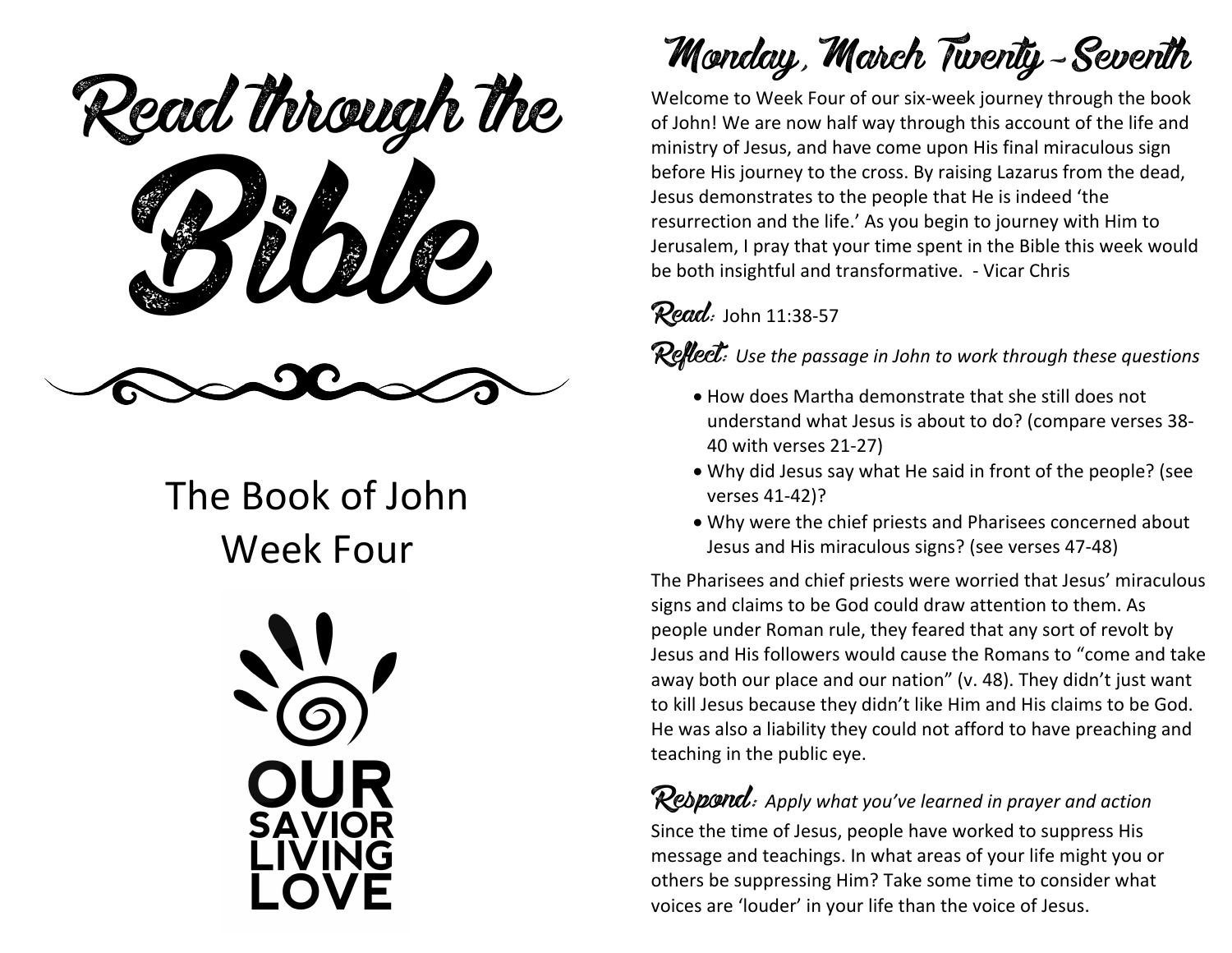# Read through the Bible

## The Book of John
## Week Four

OUR SAVIOR LIVING LOVE

# Monday, March Twenty-Seventh

Welcome to Week Four of our six-week journey through the book of John! We are now half way through this account of the life and ministry of Jesus, and have come upon His final miraculous sign before His journey to the cross. By raising Lazarus from the dead, Jesus demonstrates to the people that He is indeed 'the resurrection and the life.' As you begin to journey with Him to Jerusalem, I pray that your time spent in the Bible this week would be both insightful and transformative. - Vicar Chris

**Read:** John 11:38-57

**Reflect:** *Use the passage in John to work through these questions*

- How does Martha demonstrate that she still does not understand what Jesus is about to do? (compare verses 38-40 with verses 21-27)
- Why did Jesus say what He said in front of the people? (see verses 41-42)?
- Why were the chief priests and Pharisees concerned about Jesus and His miraculous signs? (see verses 47-48)

The Pharisees and chief priests were worried that Jesus' miraculous signs and claims to be God could draw attention to them. As people under Roman rule, they feared that any sort of revolt by Jesus and His followers would cause the Romans to "come and take away both our place and our nation" (v. 48). They didn't just want to kill Jesus because they didn't like Him and His claims to be God. He was also a liability they could not afford to have preaching and teaching in the public eye.

**Respond:** *Apply what you've learned in prayer and action*

Since the time of Jesus, people have worked to suppress His message and teachings. In what areas of your life might you or others be suppressing Him? Take some time to consider what voices are 'louder' in your life than the voice of Jesus.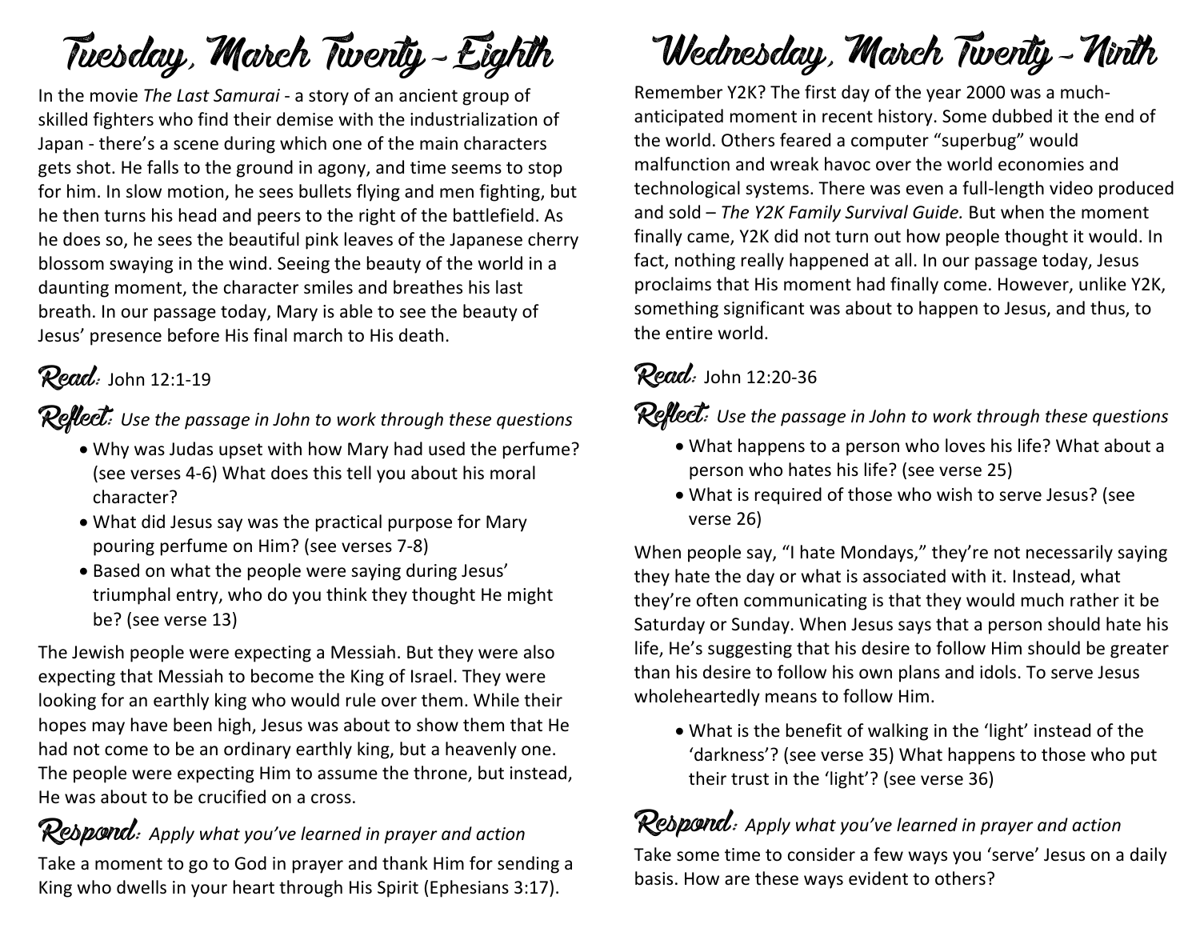# Tuesday, March Twenty-Eighth

In the movie *The Last Samurai* - a story of an ancient group of skilled fighters who find their demise with the industrialization of Japan - there's a scene during which one of the main characters gets shot. He falls to the ground in agony, and time seems to stop for him. In slow motion, he sees bullets flying and men fighting, but he then turns his head and peers to the right of the battlefield. As he does so, he sees the beautiful pink leaves of the Japanese cherry blossom swaying in the wind. Seeing the beauty of the world in a daunting moment, the character smiles and breathes his last breath. In our passage today, Mary is able to see the beauty of Jesus' presence before His final march to His death.

## Read: John 12:1-19

## Reflect: *Use the passage in John to work through these questions*

- Why was Judas upset with how Mary had used the perfume? (see verses 4-6) What does this tell you about his moral character?
- What did Jesus say was the practical purpose for Mary pouring perfume on Him? (see verses 7-8)
- Based on what the people were saying during Jesus' triumphal entry, who do you think they thought He might be? (see verse 13)

The Jewish people were expecting a Messiah. But they were also expecting that Messiah to become the King of Israel. They were looking for an earthly king who would rule over them. While their hopes may have been high, Jesus was about to show them that He had not come to be an ordinary earthly king, but a heavenly one. The people were expecting Him to assume the throne, but instead, He was about to be crucified on a cross.

## Respond: *Apply what you've learned in prayer and action*

Take a moment to go to God in prayer and thank Him for sending a King who dwells in your heart through His Spirit (Ephesians 3:17).

# Wednesday, March Twenty-Ninth

Remember Y2K? The first day of the year 2000 was a much-anticipated moment in recent history. Some dubbed it the end of the world. Others feared a computer "superbug" would malfunction and wreak havoc over the world economies and technological systems. There was even a full-length video produced and sold – *The Y2K Family Survival Guide.* But when the moment finally came, Y2K did not turn out how people thought it would. In fact, nothing really happened at all. In our passage today, Jesus proclaims that His moment had finally come. However, unlike Y2K, something significant was about to happen to Jesus, and thus, to the entire world.

## Read: John 12:20-36

## Reflect: *Use the passage in John to work through these questions*

- What happens to a person who loves his life? What about a person who hates his life? (see verse 25)
- What is required of those who wish to serve Jesus? (see verse 26)

When people say, "I hate Mondays," they're not necessarily saying they hate the day or what is associated with it. Instead, what they're often communicating is that they would much rather it be Saturday or Sunday. When Jesus says that a person should hate his life, He's suggesting that his desire to follow Him should be greater than his desire to follow his own plans and idols. To serve Jesus wholeheartedly means to follow Him.

- What is the benefit of walking in the 'light' instead of the 'darkness'? (see verse 35) What happens to those who put their trust in the 'light'? (see verse 36)

## Respond: *Apply what you've learned in prayer and action*

Take some time to consider a few ways you 'serve' Jesus on a daily basis. How are these ways evident to others?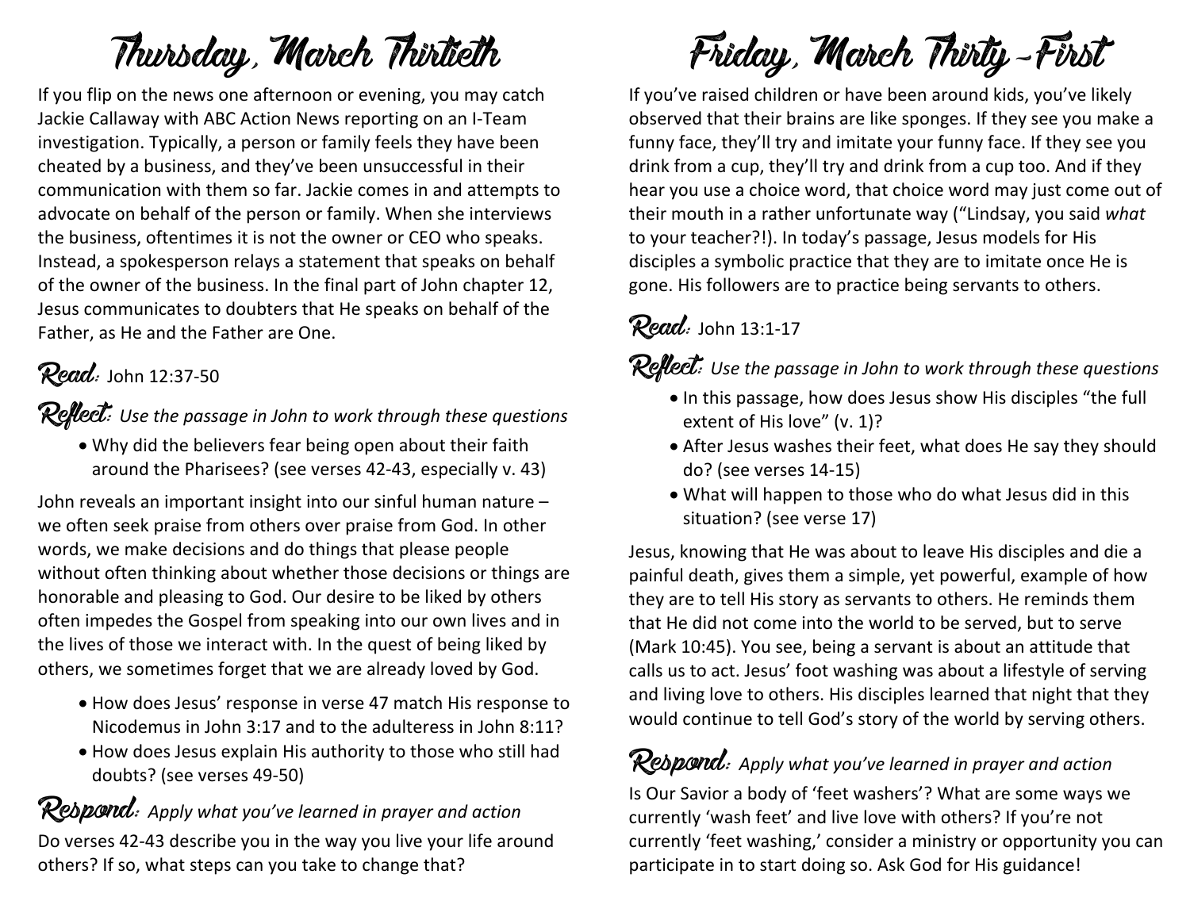# Thursday, March Thirtieth

If you flip on the news one afternoon or evening, you may catch Jackie Callaway with ABC Action News reporting on an I-Team investigation. Typically, a person or family feels they have been cheated by a business, and they've been unsuccessful in their communication with them so far. Jackie comes in and attempts to advocate on behalf of the person or family. When she interviews the business, oftentimes it is not the owner or CEO who speaks. Instead, a spokesperson relays a statement that speaks on behalf of the owner of the business. In the final part of John chapter 12, Jesus communicates to doubters that He speaks on behalf of the Father, as He and the Father are One.

## Read: John 12:37-50

## Reflect: *Use the passage in John to work through these questions*

- Why did the believers fear being open about their faith around the Pharisees? (see verses 42-43, especially v. 43)

John reveals an important insight into our sinful human nature – we often seek praise from others over praise from God. In other words, we make decisions and do things that please people without often thinking about whether those decisions or things are honorable and pleasing to God. Our desire to be liked by others often impedes the Gospel from speaking into our own lives and in the lives of those we interact with. In the quest of being liked by others, we sometimes forget that we are already loved by God.

- How does Jesus' response in verse 47 match His response to Nicodemus in John 3:17 and to the adulteress in John 8:11?
- How does Jesus explain His authority to those who still had doubts? (see verses 49-50)

## Respond: *Apply what you've learned in prayer and action*

Do verses 42-43 describe you in the way you live your life around others? If so, what steps can you take to change that?

# Friday, March Thirty-First

If you've raised children or have been around kids, you've likely observed that their brains are like sponges. If they see you make a funny face, they'll try and imitate your funny face. If they see you drink from a cup, they'll try and drink from a cup too. And if they hear you use a choice word, that choice word may just come out of their mouth in a rather unfortunate way ("Lindsay, you said *what* to your teacher?!). In today's passage, Jesus models for His disciples a symbolic practice that they are to imitate once He is gone. His followers are to practice being servants to others.

## Read: John 13:1-17

## Reflect: *Use the passage in John to work through these questions*

- In this passage, how does Jesus show His disciples "the full extent of His love" (v. 1)?
- After Jesus washes their feet, what does He say they should do? (see verses 14-15)
- What will happen to those who do what Jesus did in this situation? (see verse 17)

Jesus, knowing that He was about to leave His disciples and die a painful death, gives them a simple, yet powerful, example of how they are to tell His story as servants to others. He reminds them that He did not come into the world to be served, but to serve (Mark 10:45). You see, being a servant is about an attitude that calls us to act. Jesus' foot washing was about a lifestyle of serving and living love to others. His disciples learned that night that they would continue to tell God's story of the world by serving others.

## Respond: *Apply what you've learned in prayer and action*

Is Our Savior a body of 'feet washers'? What are some ways we currently 'wash feet' and live love with others? If you're not currently 'feet washing,' consider a ministry or opportunity you can participate in to start doing so. Ask God for His guidance!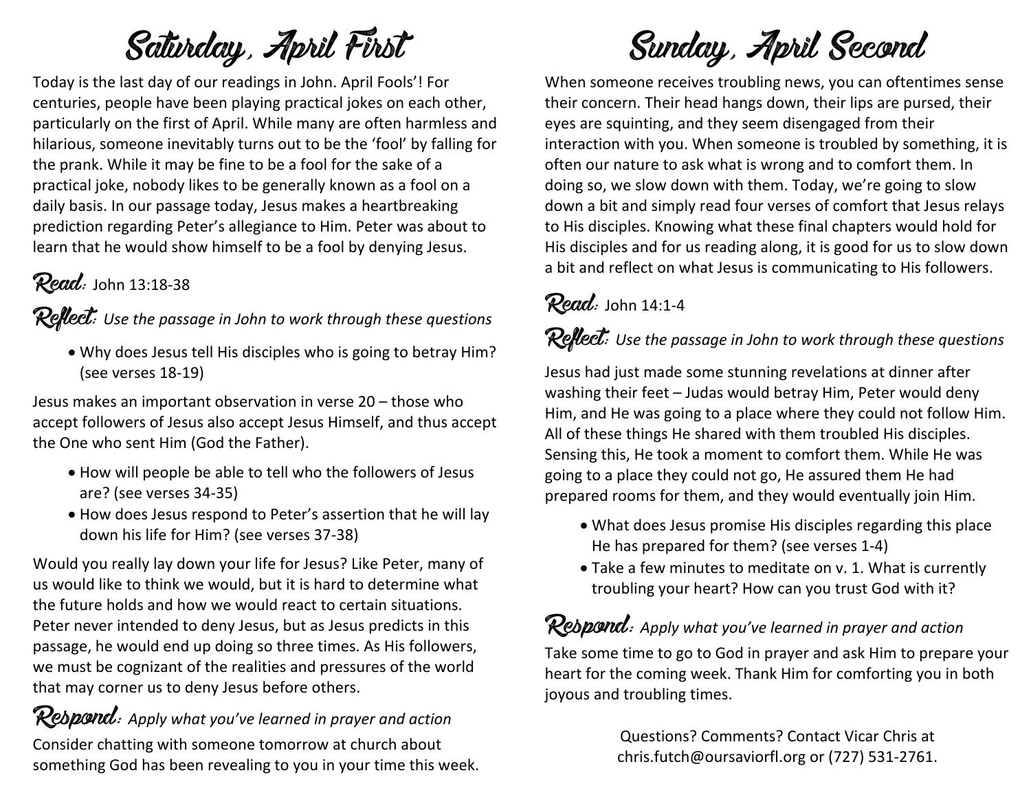# Saturday, April First

Today is the last day of our readings in John. April Fools'! For centuries, people have been playing practical jokes on each other, particularly on the first of April. While many are often harmless and hilarious, someone inevitably turns out to be the 'fool' by falling for the prank. While it may be fine to be a fool for the sake of a practical joke, nobody likes to be generally known as a fool on a daily basis. In our passage today, Jesus makes a heartbreaking prediction regarding Peter's allegiance to Him. Peter was about to learn that he would show himself to be a fool by denying Jesus.

## Read: John 13:18-38

## Reflect: *Use the passage in John to work through these questions*

- Why does Jesus tell His disciples who is going to betray Him? (see verses 18-19)

Jesus makes an important observation in verse 20 – those who accept followers of Jesus also accept Jesus Himself, and thus accept the One who sent Him (God the Father).

- How will people be able to tell who the followers of Jesus are? (see verses 34-35)
- How does Jesus respond to Peter's assertion that he will lay down his life for Him? (see verses 37-38)

Would you really lay down your life for Jesus? Like Peter, many of us would like to think we would, but it is hard to determine what the future holds and how we would react to certain situations. Peter never intended to deny Jesus, but as Jesus predicts in this passage, he would end up doing so three times. As His followers, we must be cognizant of the realities and pressures of the world that may corner us to deny Jesus before others.

## Respond: *Apply what you've learned in prayer and action*

Consider chatting with someone tomorrow at church about something God has been revealing to you in your time this week.

# Sunday, April Second

When someone receives troubling news, you can oftentimes sense their concern. Their head hangs down, their lips are pursed, their eyes are squinting, and they seem disengaged from their interaction with you. When someone is troubled by something, it is often our nature to ask what is wrong and to comfort them. In doing so, we slow down with them. Today, we're going to slow down a bit and simply read four verses of comfort that Jesus relays to His disciples. Knowing what these final chapters would hold for His disciples and for us reading along, it is good for us to slow down a bit and reflect on what Jesus is communicating to His followers.

## Read: John 14:1-4

## Reflect: *Use the passage in John to work through these questions*

Jesus had just made some stunning revelations at dinner after washing their feet – Judas would betray Him, Peter would deny Him, and He was going to a place where they could not follow Him. All of these things He shared with them troubled His disciples. Sensing this, He took a moment to comfort them. While He was going to a place they could not go, He assured them He had prepared rooms for them, and they would eventually join Him.

- What does Jesus promise His disciples regarding this place He has prepared for them? (see verses 1-4)
- Take a few minutes to meditate on v. 1. What is currently troubling your heart? How can you trust God with it?

## Respond: *Apply what you've learned in prayer and action*

Take some time to go to God in prayer and ask Him to prepare your heart for the coming week. Thank Him for comforting you in both joyous and troubling times.

Questions? Comments? Contact Vicar Chris at chris.futch@oursaviorfl.org or (727) 531-2761.